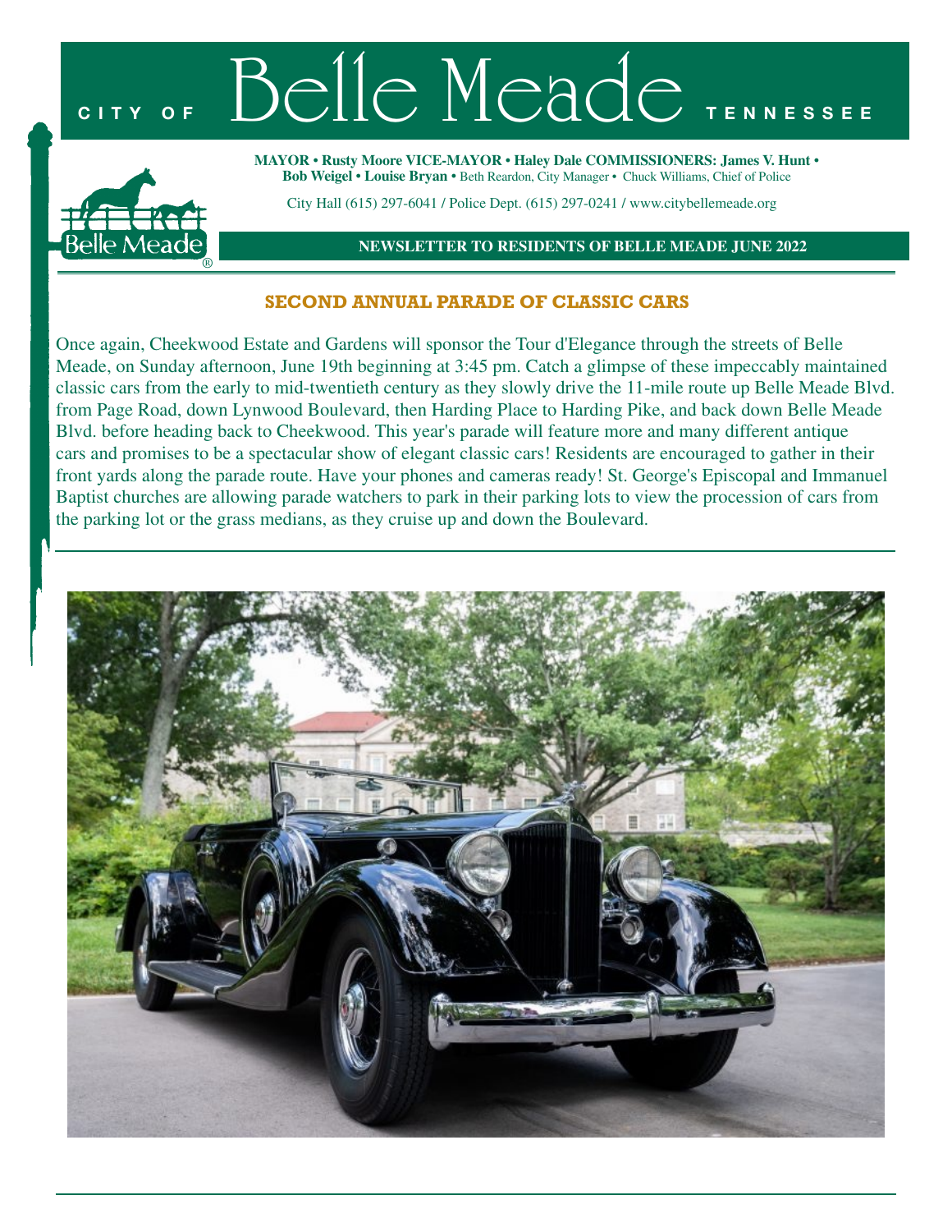# CITY OF Belle Meade TENNESSEE

**MAYOR • Rusty Moore VICE-MAYOR • Haley Dale COMMISSIONERS: James V. Hunt • Bob Weigel • Louise Bryan •** Beth Reardon, City Manager • Chuck Williams, Chief of Police

City Hall (615) 297-6041 / Police Dept. (615) 297-0241 / www.citybellemeade.org

**NEWSLETTER TO RESIDENTS OF BELLE MEADE JUNE 2022**

## SECOND ANNUAL PARADE OF CLASSIC CARS

Once again, Cheekwood Estate and Gardens will sponsor the Tour d'Elegance through the streets of Belle Meade, on Sunday afternoon, June 19th beginning at 3:45 pm. Catch a glimpse of these impeccably maintained classic cars from the early to mid-twentieth century as they slowly drive the 11-mile route up Belle Meade Blvd. from Page Road, down Lynwood Boulevard, then Harding Place to Harding Pike, and back down Belle Meade Blvd. before heading back to Cheekwood. This year's parade will feature more and many different antique cars and promises to be a spectacular show of elegant classic cars! Residents are encouraged to gather in their front yards along the parade route. Have your phones and cameras ready! St. George's Episcopal and Immanuel Baptist churches are allowing parade watchers to park in their parking lots to view the procession of cars from the parking lot or the grass medians, as they cruise up and down the Boulevard.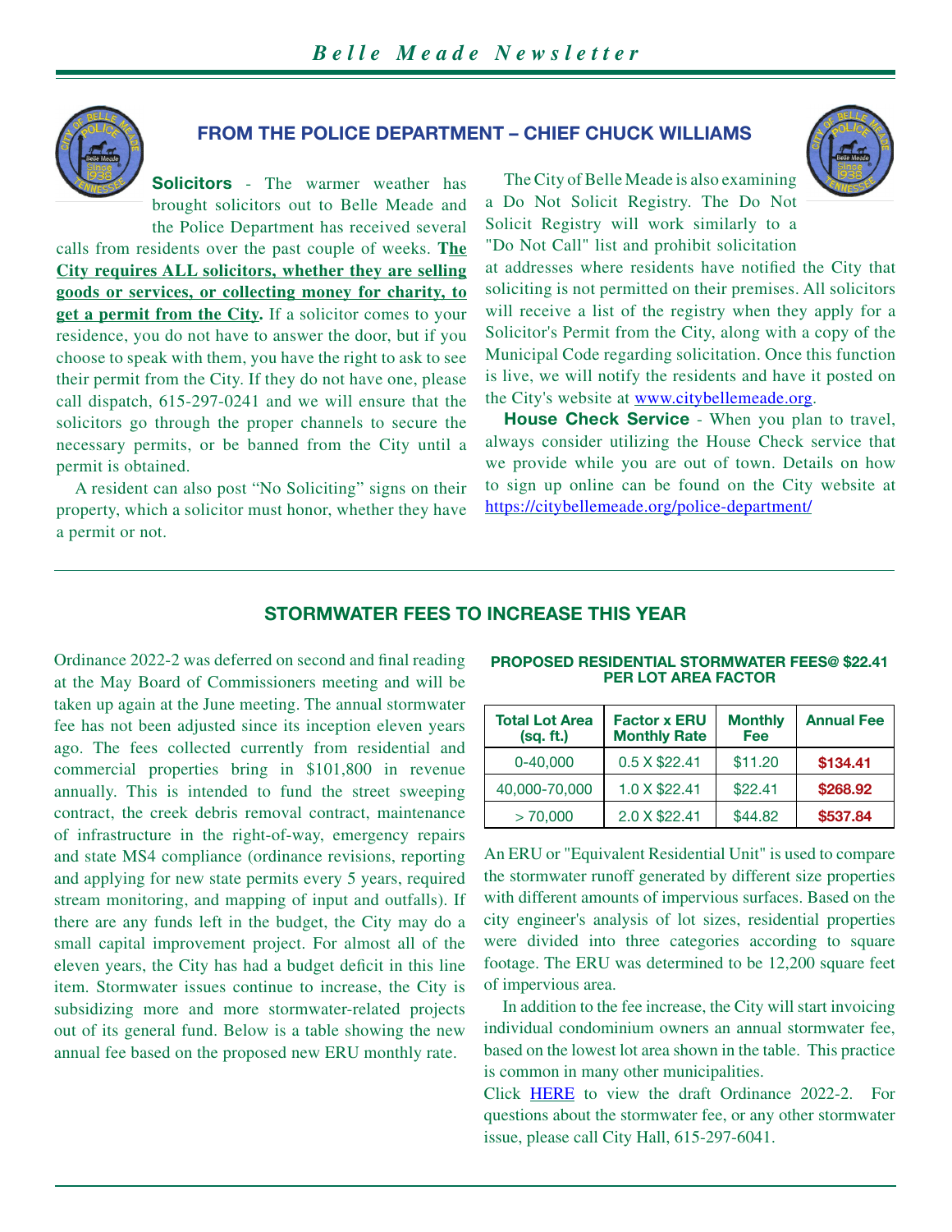## FROM THE POLICE DEPARTMENT – CHIEF CHUCK WILLIAMS

**Solicitors** - The warmer weather has brought solicitors out to Belle Meade and the Police Department has received several calls from residents over the past couple of weeks. **The City requires ALL solicitors, whether they are selling goods or services, or collecting money for charity, to get a permit from the City.** If a solicitor comes to your residence, you do not have to answer the door, but if you choose to speak with them, you have the right to ask to see their permit from the City. If they do not have one, please call dispatch, 615-297-0241 and we will ensure that the solicitors go through the proper channels to secure the necessary permits, or be banned from the City until a permit is obtained.

A resident can also post "No Soliciting" signs on their property, which a solicitor must honor, whether they have a permit or not.

The City of Belle Meade is also examining a Do Not Solicit Registry. The Do Not Solicit Registry will work similarly to a "Do Not Call" list and prohibit solicitation at addresses where residents have notified the City that soliciting is not permitted on their premises. All solicitors will receive a list of the registry when they apply for a Solicitor's Permit from the City, along with a copy of the Municipal Code regarding solicitation. Once this function is live, we will notify the residents and have it posted on the City's website at www.citybellemeade.org.

**House Check Service** - When you plan to travel, always consider utilizing the House Check service that we provide while you are out of town. Details on how to sign up online can be found on the City website at https://citybellemeade.org/police-department/

## STORMWATER FEES TO INCREASE THIS YEAR

Ordinance 2022-2 was deferred on second and final reading at the May Board of Commissioners meeting and will be taken up again at the June meeting. The annual stormwater fee has not been adjusted since its inception eleven years ago. The fees collected currently from residential and commercial properties bring in $101,800 in revenue annually. This is intended to fund the street sweeping contract, the creek debris removal contract, maintenance of infrastructure in the right-of-way, emergency repairs and state MS4 compliance (ordinance revisions, reporting and applying for new state permits every 5 years, required stream monitoring, and mapping of input and outfalls). If there are any funds left in the budget, the City may do a small capital improvement project. For almost all of the eleven years, the City has had a budget deficit in this line item. Stormwater issues continue to increase, the City is subsidizing more and more stormwater-related projects out of its general fund. Below is a table showing the new annual fee based on the proposed new ERU monthly rate.

**PROPOSED RESIDENTIAL STORMWATER FEES@ $22.41 PER LOT AREA FACTOR**

| Total Lot Area (sq. ft.) | Factor x ERU Monthly Rate | Monthly Fee | Annual Fee |
|---|---|---|---|
| 0-40,000 | 0.5 X $22.41 | $11.20 | **$134.41** |
| 40,000-70,000 | 1.0 X $22.41 | $22.41 | **$268.92** |
| > 70,000 | 2.0 X $22.41 | $44.82 | **$537.84** |

An ERU or "Equivalent Residential Unit" is used to compare the stormwater runoff generated by different size properties with different amounts of impervious surfaces. Based on the city engineer's analysis of lot sizes, residential properties were divided into three categories according to square footage. The ERU was determined to be 12,200 square feet of impervious area.

In addition to the fee increase, the City will start invoicing individual condominium owners an annual stormwater fee, based on the lowest lot area shown in the table. This practice is common in many other municipalities.

Click HERE to view the draft Ordinance 2022-2. For questions about the stormwater fee, or any other stormwater issue, please call City Hall, 615-297-6041.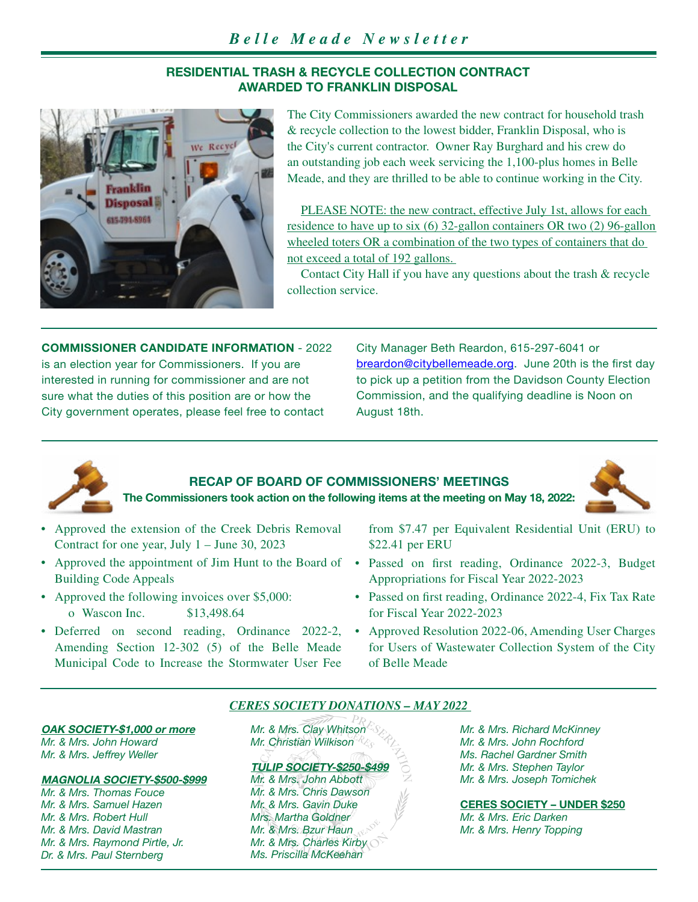## RESIDENTIAL TRASH & RECYCLE COLLECTION CONTRACT AWARDED TO FRANKLIN DISPOSAL

The City Commissioners awarded the new contract for household trash & recycle collection to the lowest bidder, Franklin Disposal, who is the City's current contractor. Owner Ray Burghard and his crew do an outstanding job each week servicing the 1,100-plus homes in Belle Meade, and they are thrilled to be able to continue working in the City.

PLEASE NOTE: the new contract, effective July 1st, allows for each residence to have up to six (6) 32-gallon containers OR two (2) 96-gallon wheeled toters OR a combination of the two types of containers that do not exceed a total of 192 gallons.

Contact City Hall if you have any questions about the trash & recycle collection service.

**COMMISSIONER CANDIDATE INFORMATION** - 2022 is an election year for Commissioners. If you are interested in running for commissioner and are not sure what the duties of this position are or how the City government operates, please feel free to contact City Manager Beth Reardon, 615-297-6041 or breardon@citybellemeade.org. June 20th is the first day to pick up a petition from the Davidson County Election Commission, and the qualifying deadline is Noon on August 18th.

## RECAP OF BOARD OF COMMISSIONERS' MEETINGS

**The Commissioners took action on the following items at the meeting on May 18, 2022:**

- Approved the extension of the Creek Debris Removal Contract for one year, July 1 – June 30, 2023
- Approved the appointment of Jim Hunt to the Board of Building Code Appeals
- Approved the following invoices over $5,000:
  - Wascon Inc. $13,498.64
- Deferred on second reading, Ordinance 2022-2, Amending Section 12-302 (5) of the Belle Meade Municipal Code to Increase the Stormwater User Fee from $7.47 per Equivalent Residential Unit (ERU) to $22.41 per ERU
- Passed on first reading, Ordinance 2022-3, Budget Appropriations for Fiscal Year 2022-2023
- Passed on first reading, Ordinance 2022-4, Fix Tax Rate for Fiscal Year 2022-2023
- Approved Resolution 2022-06, Amending User Charges for Users of Wastewater Collection System of the City of Belle Meade

## *CERES SOCIETY DONATIONS – MAY 2022*

***OAK SOCIETY-$1,000 or more***

*Mr. & Mrs. John Howard*
*Mr. & Mrs. Jeffrey Weller*

***MAGNOLIA SOCIETY-$500-$999***

*Mr. & Mrs. Thomas Fouce*
*Mr. & Mrs. Samuel Hazen*
*Mr. & Mrs. Robert Hull*
*Mr. & Mrs. David Mastran*
*Mr. & Mrs. Raymond Pirtle, Jr.*
*Dr. & Mrs. Paul Sternberg*
*Mr. & Mrs. Clay Whitson*
*Mr. Christian Wilkison*

***TULIP SOCIETY-$250-$499***

*Mr. & Mrs. John Abbott*
*Mr. & Mrs. Chris Dawson*
*Mr. & Mrs. Gavin Duke*
*Mrs. Martha Goldner*
*Mr. & Mrs. Bzur Haun*
*Mr. & Mrs. Charles Kirby*
*Ms. Priscilla McKeehan*
*Mr. & Mrs. Richard McKinney*
*Mr. & Mrs. John Rochford*
*Ms. Rachel Gardner Smith*
*Mr. & Mrs. Stephen Taylor*
*Mr. & Mrs. Joseph Tomichek*

**CERES SOCIETY – UNDER $250**

*Mr. & Mrs. Eric Darken*
*Mr. & Mrs. Henry Topping*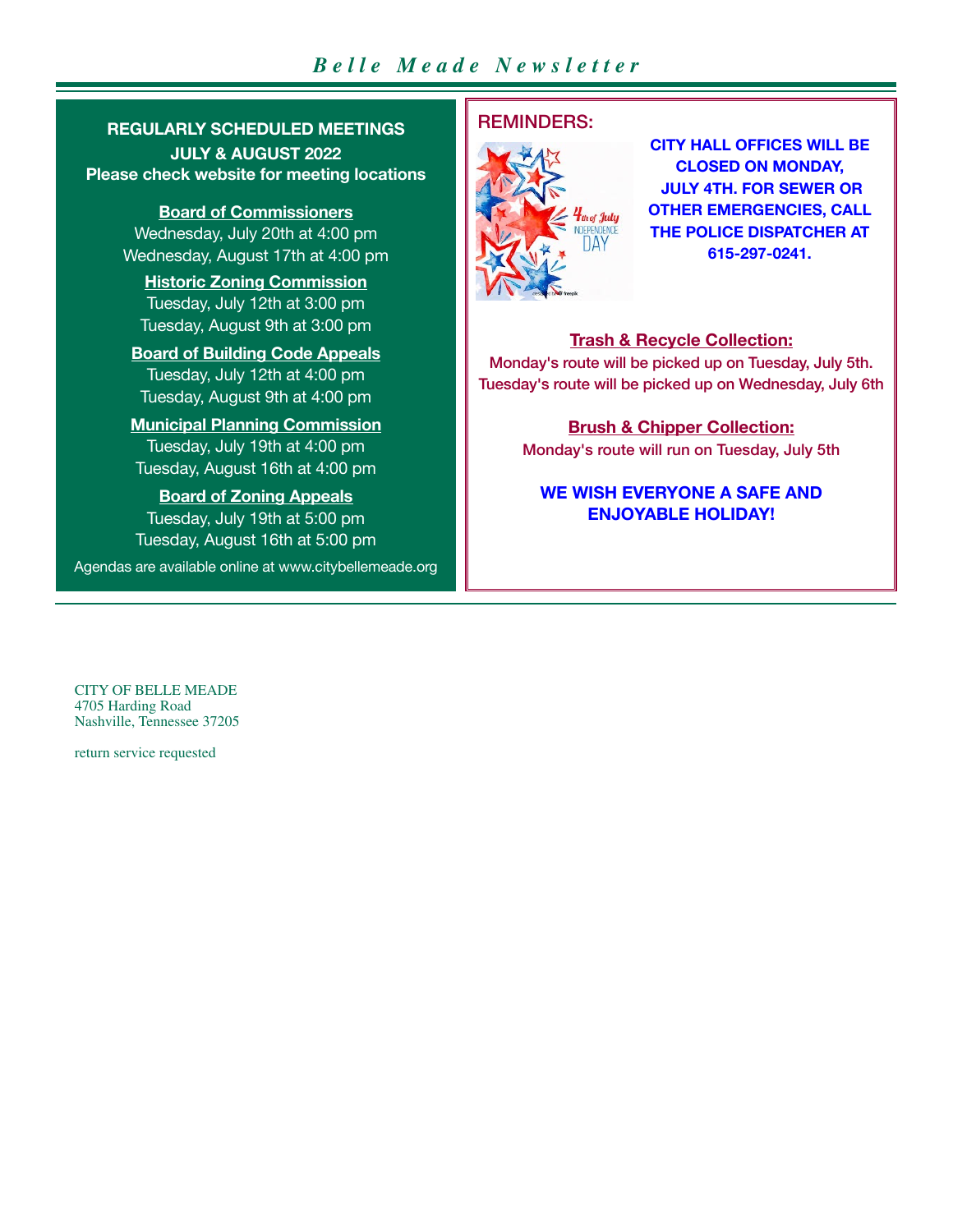**REGULARLY SCHEDULED MEETINGS**
**JULY & AUGUST 2022**
**Please check website for meeting locations**

**Board of Commissioners**
Wednesday, July 20th at 4:00 pm
Wednesday, August 17th at 4:00 pm

**Historic Zoning Commission**
Tuesday, July 12th at 3:00 pm
Tuesday, August 9th at 3:00 pm

**Board of Building Code Appeals**
Tuesday, July 12th at 4:00 pm
Tuesday, August 9th at 4:00 pm

**Municipal Planning Commission**
Tuesday, July 19th at 4:00 pm
Tuesday, August 16th at 4:00 pm

**Board of Zoning Appeals**
Tuesday, July 19th at 5:00 pm
Tuesday, August 16th at 5:00 pm

Agendas are available online at www.citybellemeade.org

## REMINDERS:

**CITY HALL OFFICES WILL BE CLOSED ON MONDAY, JULY 4TH. FOR SEWER OR OTHER EMERGENCIES, CALL THE POLICE DISPATCHER AT 615-297-0241.**

**Trash & Recycle Collection:**
Monday's route will be picked up on Tuesday, July 5th.
Tuesday's route will be picked up on Wednesday, July 6th

**Brush & Chipper Collection:**
Monday's route will run on Tuesday, July 5th

**WE WISH EVERYONE A SAFE AND ENJOYABLE HOLIDAY!**

CITY OF BELLE MEADE
4705 Harding Road
Nashville, Tennessee 37205

return service requested